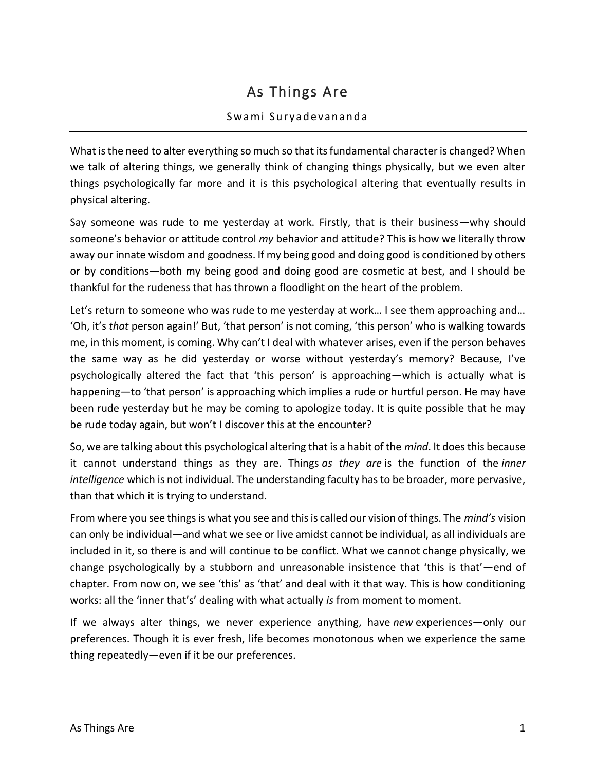# As Things Are

Swami Suryadevananda

---

What is the need to alter everything so much so that its fundamental character is changed? When we talk of altering things, we generally think of changing things physically, but we even alter things psychologically far more and it is this psychological altering that eventually results in physical altering.

Say someone was rude to me yesterday at work. Firstly, that is their business—why should someone's behavior or attitude control *my* behavior and attitude? This is how we literally throw away our innate wisdom and goodness. If my being good and doing good is conditioned by others or by conditions—both my being good and doing good are cosmetic at best, and I should be thankful for the rudeness that has thrown a floodlight on the heart of the problem.

Let's return to someone who was rude to me yesterday at work… I see them approaching and… 'Oh, it's *that* person again!' But, 'that person' is not coming, 'this person' who is walking towards me, in this moment, is coming. Why can't I deal with whatever arises, even if the person behaves the same way as he did yesterday or worse without yesterday's memory? Because, I've psychologically altered the fact that 'this person' is approaching—which is actually what is happening—to 'that person' is approaching which implies a rude or hurtful person. He may have been rude yesterday but he may be coming to apologize today. It is quite possible that he may be rude today again, but won't I discover this at the encounter?

So, we are talking about this psychological altering that is a habit of the *mind*. It does this because it cannot understand things as they are. Things *as they are* is the function of the *inner intelligence* which is not individual. The understanding faculty has to be broader, more pervasive, than that which it is trying to understand.

From where you see things is what you see and this is called our vision of things. The *mind's* vision can only be individual—and what we see or live amidst cannot be individual, as all individuals are included in it, so there is and will continue to be conflict. What we cannot change physically, we change psychologically by a stubborn and unreasonable insistence that 'this is that'—end of chapter. From now on, we see 'this' as 'that' and deal with it that way. This is how conditioning works: all the 'inner that's' dealing with what actually *is* from moment to moment.

If we always alter things, we never experience anything, have *new* experiences—only our preferences. Though it is ever fresh, life becomes monotonous when we experience the same thing repeatedly—even if it be our preferences.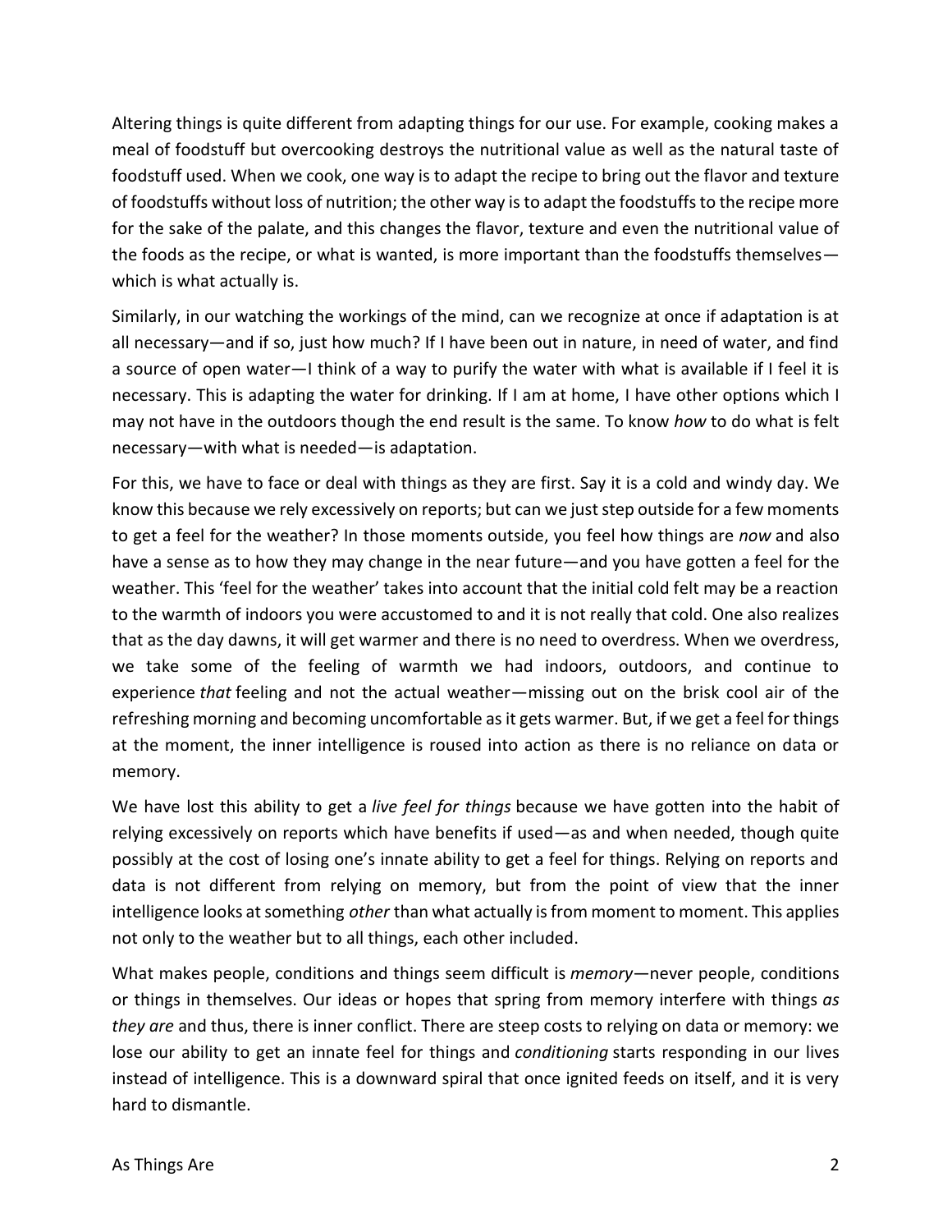Altering things is quite different from adapting things for our use. For example, cooking makes a meal of foodstuff but overcooking destroys the nutritional value as well as the natural taste of foodstuff used. When we cook, one way is to adapt the recipe to bring out the flavor and texture of foodstuffs without loss of nutrition; the other way is to adapt the foodstuffs to the recipe more for the sake of the palate, and this changes the flavor, texture and even the nutritional value of the foods as the recipe, or what is wanted, is more important than the foodstuffs themselves—which is what actually is.

Similarly, in our watching the workings of the mind, can we recognize at once if adaptation is at all necessary—and if so, just how much? If I have been out in nature, in need of water, and find a source of open water—I think of a way to purify the water with what is available if I feel it is necessary. This is adapting the water for drinking. If I am at home, I have other options which I may not have in the outdoors though the end result is the same. To know *how* to do what is felt necessary—with what is needed—is adaptation.

For this, we have to face or deal with things as they are first. Say it is a cold and windy day. We know this because we rely excessively on reports; but can we just step outside for a few moments to get a feel for the weather? In those moments outside, you feel how things are *now* and also have a sense as to how they may change in the near future—and you have gotten a feel for the weather. This 'feel for the weather' takes into account that the initial cold felt may be a reaction to the warmth of indoors you were accustomed to and it is not really that cold. One also realizes that as the day dawns, it will get warmer and there is no need to overdress. When we overdress, we take some of the feeling of warmth we had indoors, outdoors, and continue to experience *that* feeling and not the actual weather—missing out on the brisk cool air of the refreshing morning and becoming uncomfortable as it gets warmer. But, if we get a feel for things at the moment, the inner intelligence is roused into action as there is no reliance on data or memory.

We have lost this ability to get a *live feel for things* because we have gotten into the habit of relying excessively on reports which have benefits if used—as and when needed, though quite possibly at the cost of losing one's innate ability to get a feel for things. Relying on reports and data is not different from relying on memory, but from the point of view that the inner intelligence looks at something *other* than what actually is from moment to moment. This applies not only to the weather but to all things, each other included.

What makes people, conditions and things seem difficult is *memory*—never people, conditions or things in themselves. Our ideas or hopes that spring from memory interfere with things *as they are* and thus, there is inner conflict. There are steep costs to relying on data or memory: we lose our ability to get an innate feel for things and *conditioning* starts responding in our lives instead of intelligence. This is a downward spiral that once ignited feeds on itself, and it is very hard to dismantle.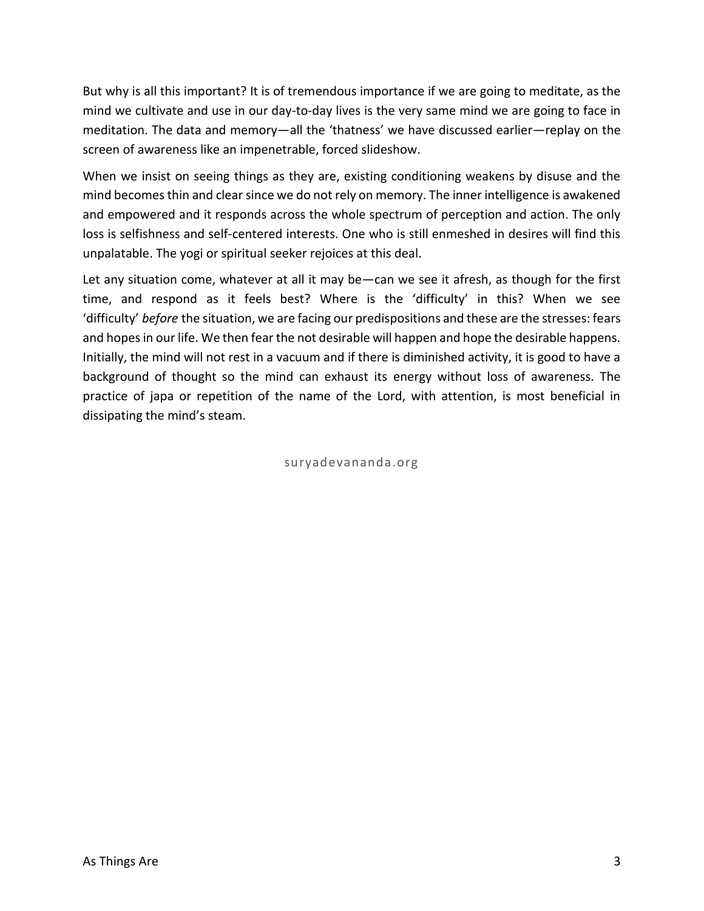But why is all this important? It is of tremendous importance if we are going to meditate, as the mind we cultivate and use in our day-to-day lives is the very same mind we are going to face in meditation. The data and memory—all the 'thatness' we have discussed earlier—replay on the screen of awareness like an impenetrable, forced slideshow.

When we insist on seeing things as they are, existing conditioning weakens by disuse and the mind becomes thin and clear since we do not rely on memory. The inner intelligence is awakened and empowered and it responds across the whole spectrum of perception and action. The only loss is selfishness and self-centered interests. One who is still enmeshed in desires will find this unpalatable. The yogi or spiritual seeker rejoices at this deal.

Let any situation come, whatever at all it may be—can we see it afresh, as though for the first time, and respond as it feels best? Where is the 'difficulty' in this? When we see 'difficulty' *before* the situation, we are facing our predispositions and these are the stresses: fears and hopes in our life. We then fear the not desirable will happen and hope the desirable happens. Initially, the mind will not rest in a vacuum and if there is diminished activity, it is good to have a background of thought so the mind can exhaust its energy without loss of awareness. The practice of japa or repetition of the name of the Lord, with attention, is most beneficial in dissipating the mind's steam.

suryadevananda.org